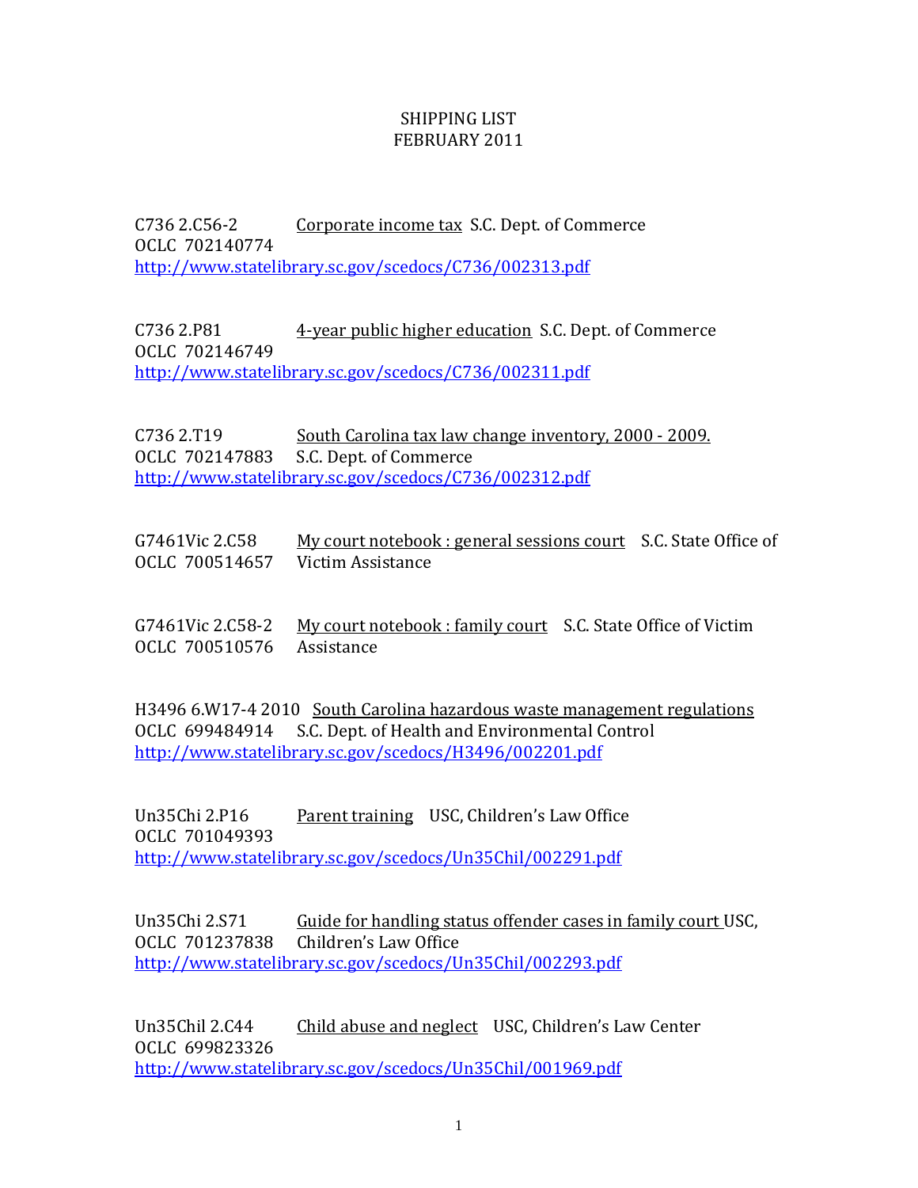# SHIPPING LIST
# FEBRUARY 2011

C736 2.C56-2 Corporate income tax S.C. Dept. of Commerce
OCLC 702140774
http://www.statelibrary.sc.gov/scedocs/C736/002313.pdf

C736 2.P81 4-year public higher education S.C. Dept. of Commerce
OCLC 702146749
http://www.statelibrary.sc.gov/scedocs/C736/002311.pdf

C736 2.T19 South Carolina tax law change inventory, 2000 - 2009.
OCLC 702147883 S.C. Dept. of Commerce
http://www.statelibrary.sc.gov/scedocs/C736/002312.pdf

G7461Vic 2.C58 My court notebook : general sessions court S.C. State Office of
OCLC 700514657 Victim Assistance

G7461Vic 2.C58-2 My court notebook : family court S.C. State Office of Victim
OCLC 700510576 Assistance

H3496 6.W17-4 2010 South Carolina hazardous waste management regulations
OCLC 699484914 S.C. Dept. of Health and Environmental Control
http://www.statelibrary.sc.gov/scedocs/H3496/002201.pdf

Un35Chi 2.P16 Parent training USC, Children's Law Office
OCLC 701049393
http://www.statelibrary.sc.gov/scedocs/Un35Chil/002291.pdf

Un35Chi 2.S71 Guide for handling status offender cases in family court USC,
OCLC 701237838 Children's Law Office
http://www.statelibrary.sc.gov/scedocs/Un35Chil/002293.pdf

Un35Chil 2.C44 Child abuse and neglect USC, Children's Law Center
OCLC 699823326
http://www.statelibrary.sc.gov/scedocs/Un35Chil/001969.pdf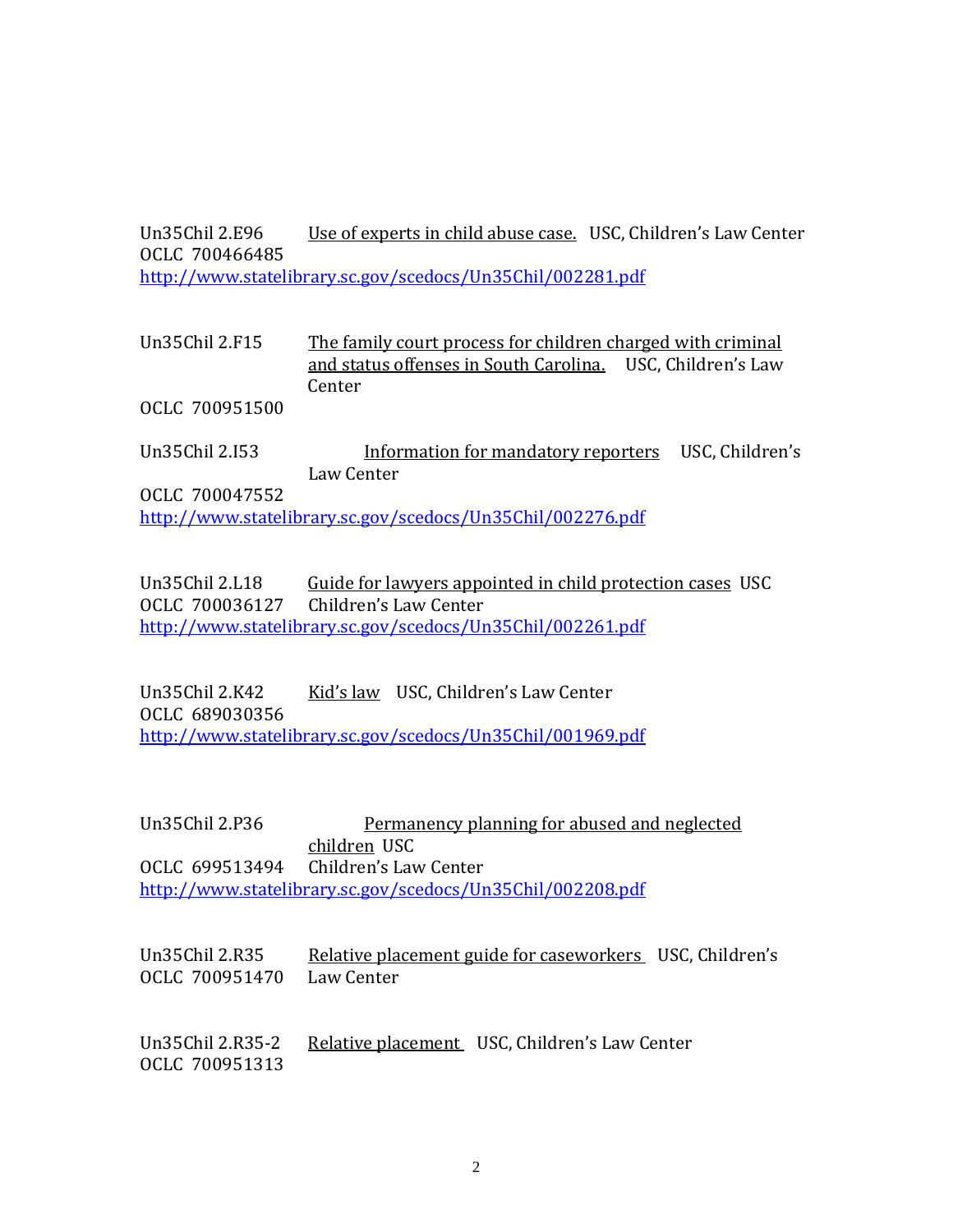Un35Chil 2.E96 Use of experts in child abuse case. USC, Children's Law Center
OCLC 700466485
http://www.statelibrary.sc.gov/scedocs/Un35Chil/002281.pdf

Un35Chil 2.F15 The family court process for children charged with criminal and status offenses in South Carolina. USC, Children's Law Center
OCLC 700951500

Un35Chil 2.I53 Information for mandatory reporters USC, Children's Law Center
OCLC 700047552
http://www.statelibrary.sc.gov/scedocs/Un35Chil/002276.pdf

Un35Chil 2.L18 Guide for lawyers appointed in child protection cases USC Children's Law Center
OCLC 700036127
http://www.statelibrary.sc.gov/scedocs/Un35Chil/002261.pdf

Un35Chil 2.K42 Kid's law USC, Children's Law Center
OCLC 689030356
http://www.statelibrary.sc.gov/scedocs/Un35Chil/001969.pdf

Un35Chil 2.P36 Permanency planning for abused and neglected children USC Children's Law Center
OCLC 699513494
http://www.statelibrary.sc.gov/scedocs/Un35Chil/002208.pdf

Un35Chil 2.R35 Relative placement guide for caseworkers USC, Children's Law Center
OCLC 700951470

Un35Chil 2.R35-2 Relative placement USC, Children's Law Center
OCLC 700951313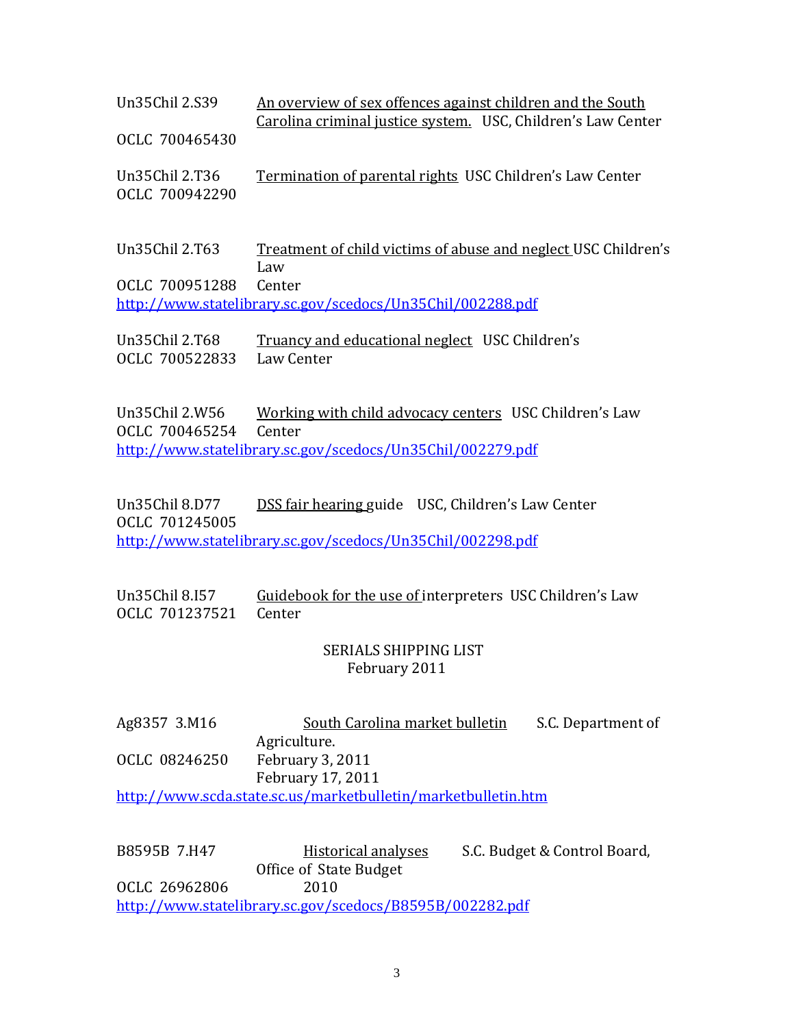Un35Chil 2.S39
OCLC 700465430
An overview of sex offences against children and the South Carolina criminal justice system. USC, Children's Law Center

Un35Chil 2.T36
OCLC 700942290
Termination of parental rights USC Children's Law Center

Un35Chil 2.T63
OCLC 700951288
Treatment of child victims of abuse and neglect USC Children's Law Center
http://www.statelibrary.sc.gov/scedocs/Un35Chil/002288.pdf

Un35Chil 2.T68
OCLC 700522833
Truancy and educational neglect USC Children's Law Center

Un35Chil 2.W56
OCLC 700465254
Working with child advocacy centers USC Children's Law Center
http://www.statelibrary.sc.gov/scedocs/Un35Chil/002279.pdf

Un35Chil 8.D77
OCLC 701245005
DSS fair hearing guide USC, Children's Law Center
http://www.statelibrary.sc.gov/scedocs/Un35Chil/002298.pdf

Un35Chil 8.I57
OCLC 701237521
Guidebook for the use of interpreters USC Children's Law Center

## SERIALS SHIPPING LIST
February 2011

Ag8357 3.M16
OCLC 08246250
South Carolina market bulletin S.C. Department of Agriculture.
February 3, 2011
February 17, 2011
http://www.scda.state.sc.us/marketbulletin/marketbulletin.htm

B8595B 7.H47
OCLC 26962806
Historical analyses S.C. Budget & Control Board, Office of State Budget
2010
http://www.statelibrary.sc.gov/scedocs/B8595B/002282.pdf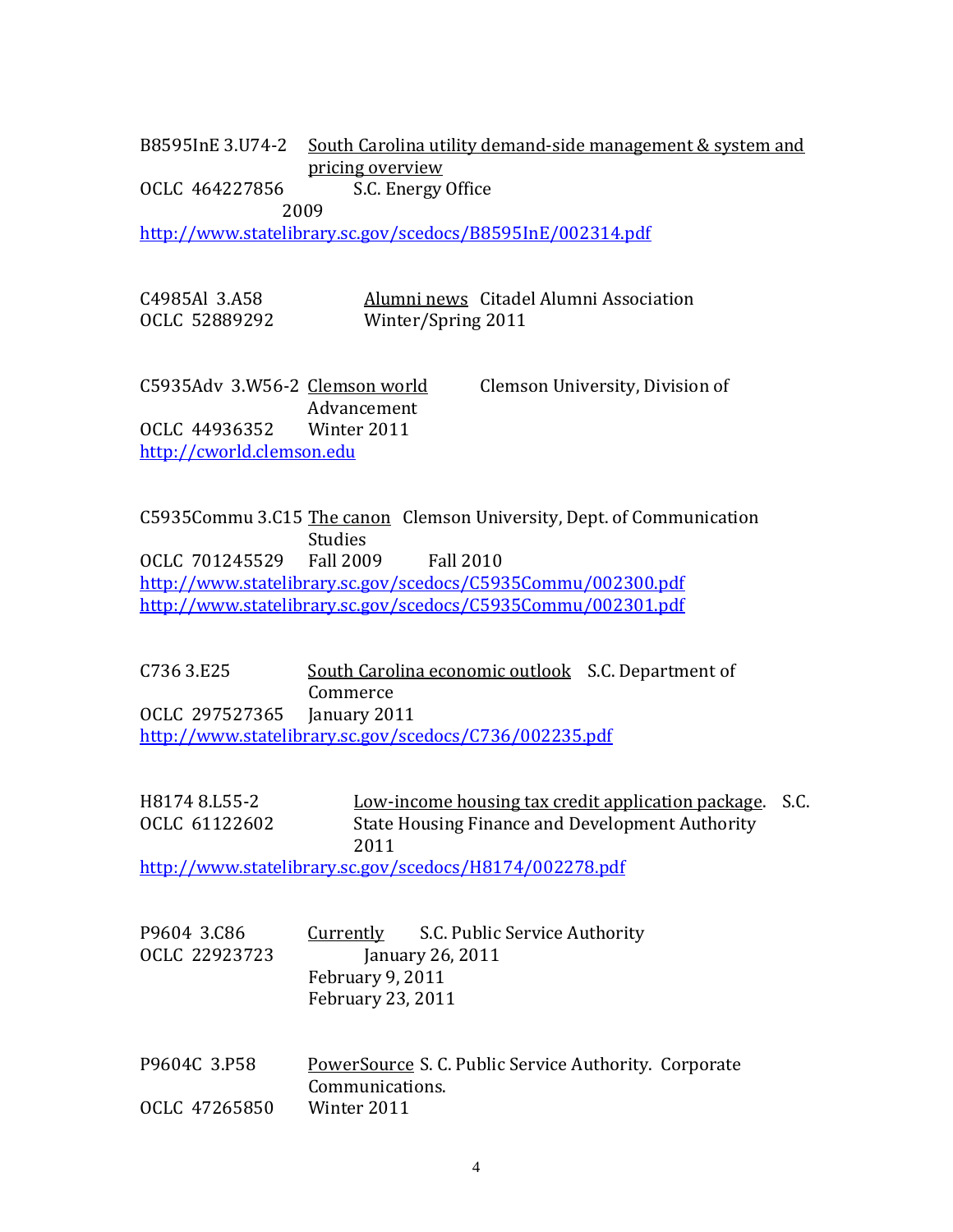B8595InE 3.U74-2 South Carolina utility demand-side management & system and pricing overview
OCLC 464227856 S.C. Energy Office
2009
http://www.statelibrary.sc.gov/scedocs/B8595InE/002314.pdf

C4985Al 3.A58 Alumni news Citadel Alumni Association
OCLC 52889292 Winter/Spring 2011

C5935Adv 3.W56-2 Clemson world Clemson University, Division of Advancement
OCLC 44936352 Winter 2011
http://cworld.clemson.edu

C5935Commu 3.C15 The canon Clemson University, Dept. of Communication Studies
OCLC 701245529 Fall 2009 Fall 2010
http://www.statelibrary.sc.gov/scedocs/C5935Commu/002300.pdf
http://www.statelibrary.sc.gov/scedocs/C5935Commu/002301.pdf

C736 3.E25 South Carolina economic outlook S.C. Department of Commerce
OCLC 297527365 January 2011
http://www.statelibrary.sc.gov/scedocs/C736/002235.pdf

H8174 8.L55-2 Low-income housing tax credit application package. S.C. State Housing Finance and Development Authority
OCLC 61122602 2011
http://www.statelibrary.sc.gov/scedocs/H8174/002278.pdf

P9604 3.C86 Currently S.C. Public Service Authority
OCLC 22923723 January 26, 2011
February 9, 2011
February 23, 2011

P9604C 3.P58 PowerSource S. C. Public Service Authority. Corporate Communications.
OCLC 47265850 Winter 2011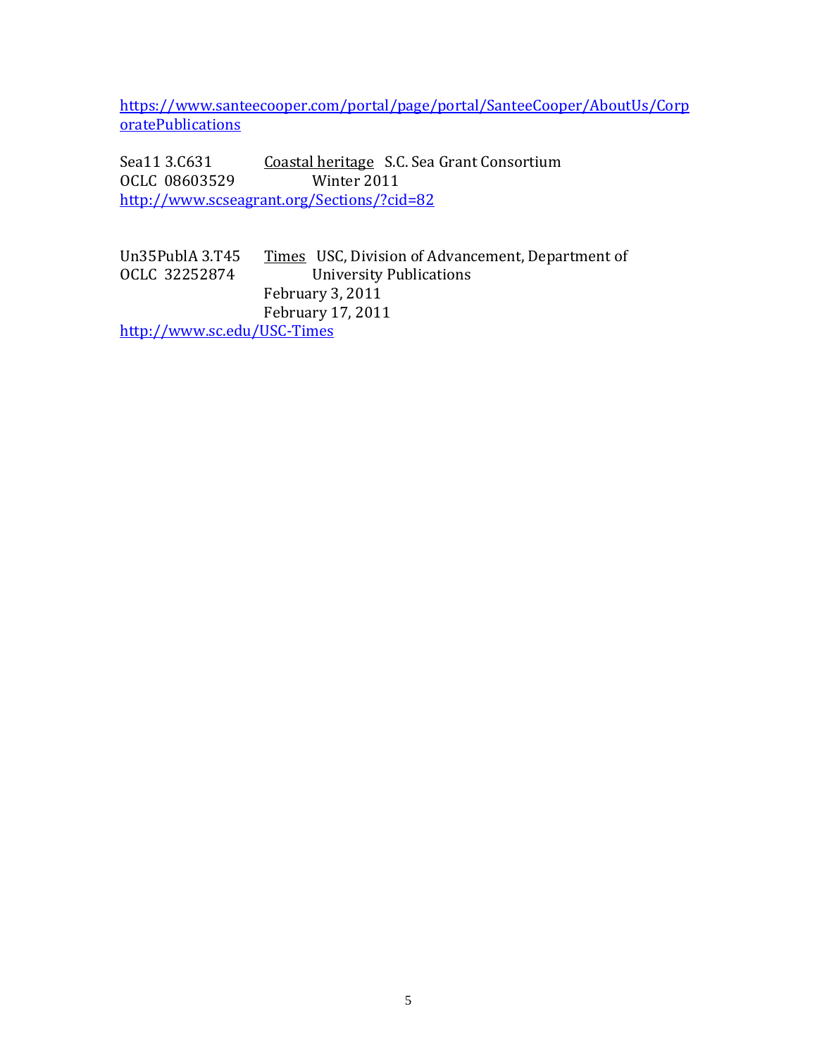https://www.santeecooper.com/portal/page/portal/SanteeCooper/AboutUs/CorporatePublications

Sea11 3.C631 Coastal heritage S.C. Sea Grant Consortium
OCLC 08603529 Winter 2011
http://www.scseagrant.org/Sections/?cid=82

Un35PublA 3.T45 Times USC, Division of Advancement, Department of University Publications
OCLC 32252874
February 3, 2011
February 17, 2011
http://www.sc.edu/USC-Times